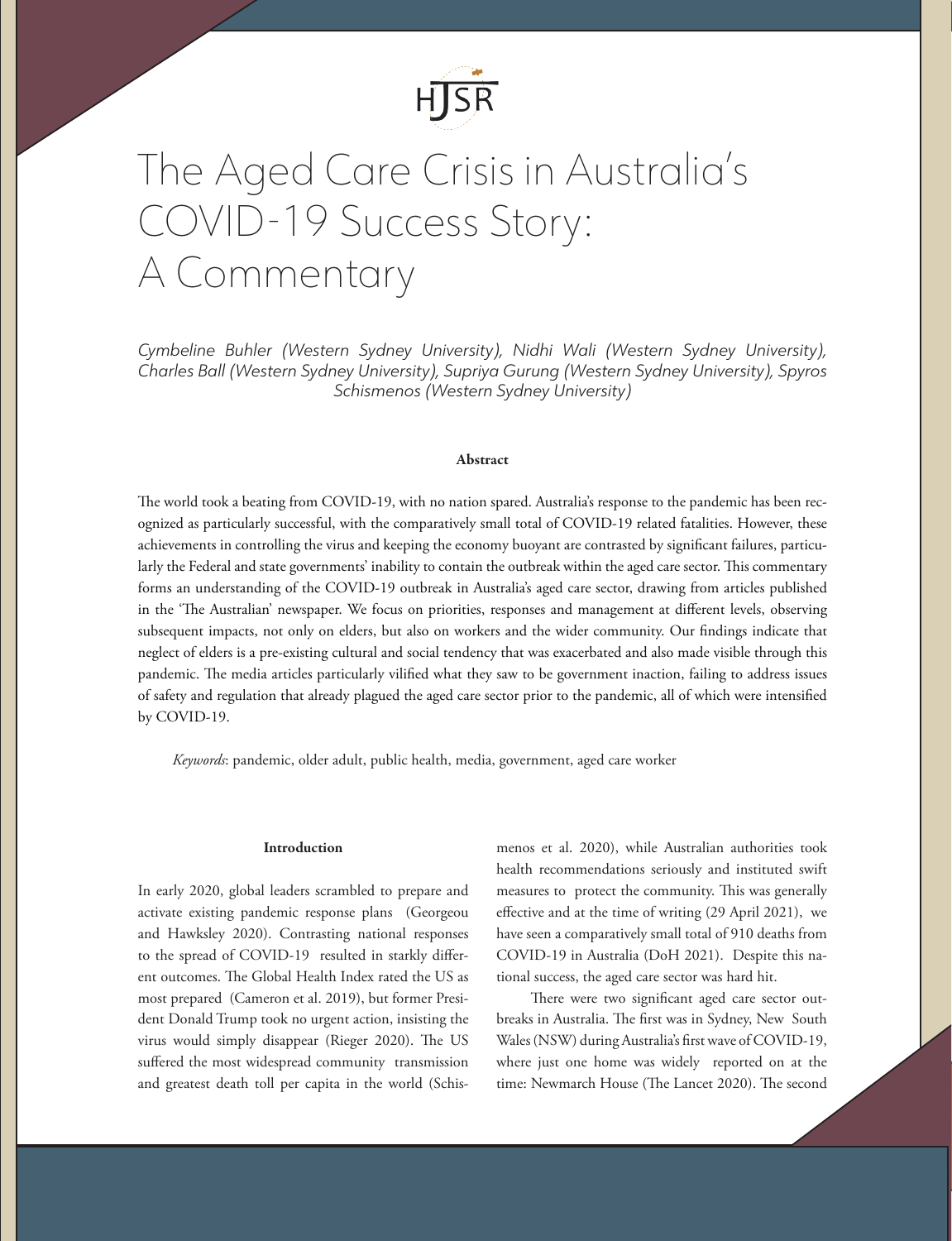# The Aged Care Crisis in Australia's COVID-19 Success Story: A Commentary

*Cymbeline Buhler (Western Sydney University), Nidhi Wali (Western Sydney University), Charles Ball (Western Sydney University), Supriya Gurung (Western Sydney University), Spyros Schismenos (Western Sydney University)*

**Abstract**

The world took a beating from COVID-19, with no nation spared. Australia's response to the pandemic has been recognized as particularly successful, with the comparatively small total of COVID-19 related fatalities. However, these achievements in controlling the virus and keeping the economy buoyant are contrasted by significant failures, particularly the Federal and state governments' inability to contain the outbreak within the aged care sector. This commentary forms an understanding of the COVID-19 outbreak in Australia's aged care sector, drawing from articles published in the 'The Australian' newspaper. We focus on priorities, responses and management at different levels, observing subsequent impacts, not only on elders, but also on workers and the wider community. Our findings indicate that neglect of elders is a pre-existing cultural and social tendency that was exacerbated and also made visible through this pandemic. The media articles particularly vilified what they saw to be government inaction, failing to address issues of safety and regulation that already plagued the aged care sector prior to the pandemic, all of which were intensified by COVID-19.

*Keywords*: pandemic, older adult, public health, media, government, aged care worker

**Introduction**

In early 2020, global leaders scrambled to prepare and activate existing pandemic response plans (Georgeou and Hawksley 2020). Contrasting national responses to the spread of COVID-19 resulted in starkly different outcomes. The Global Health Index rated the US as most prepared (Cameron et al. 2019), but former President Donald Trump took no urgent action, insisting the virus would simply disappear (Rieger 2020). The US suffered the most widespread community transmission and greatest death toll per capita in the world (Schismenos et al. 2020), while Australian authorities took health recommendations seriously and instituted swift measures to protect the community. This was generally effective and at the time of writing (29 April 2021), we have seen a comparatively small total of 910 deaths from COVID-19 in Australia (DoH 2021). Despite this national success, the aged care sector was hard hit.

There were two significant aged care sector outbreaks in Australia. The first was in Sydney, New South Wales (NSW) during Australia's first wave of COVID-19, where just one home was widely reported on at the time: Newmarch House (The Lancet 2020). The second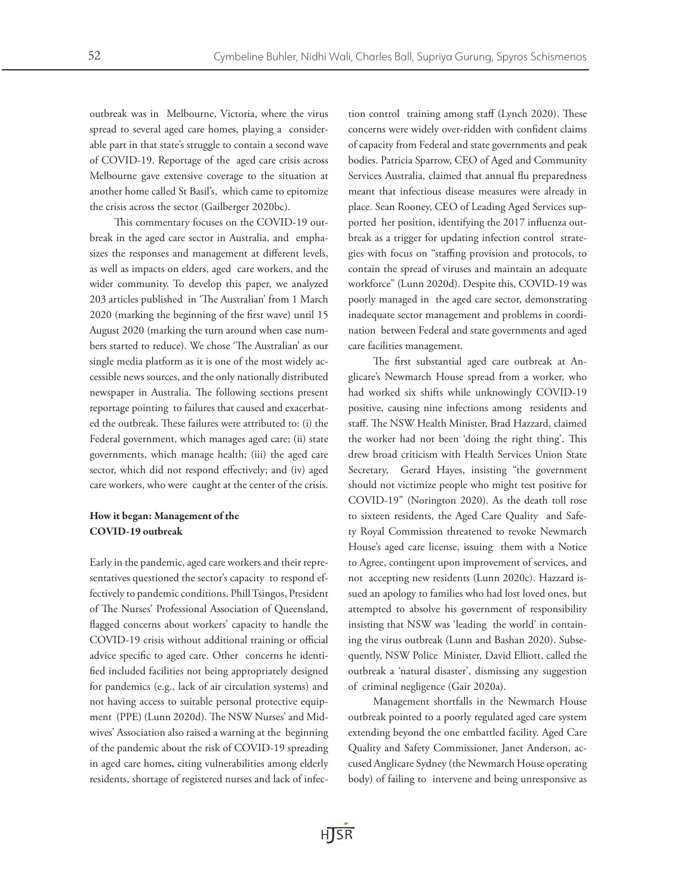outbreak was in Melbourne, Victoria, where the virus spread to several aged care homes, playing a considerable part in that state's struggle to contain a second wave of COVID-19. Reportage of the aged care crisis across Melbourne gave extensive coverage to the situation at another home called St Basil's, which came to epitomize the crisis across the sector (Gailberger 2020bc).

This commentary focuses on the COVID-19 outbreak in the aged care sector in Australia, and emphasizes the responses and management at different levels, as well as impacts on elders, aged care workers, and the wider community. To develop this paper, we analyzed 203 articles published in 'The Australian' from 1 March 2020 (marking the beginning of the first wave) until 15 August 2020 (marking the turn around when case numbers started to reduce). We chose 'The Australian' as our single media platform as it is one of the most widely accessible news sources, and the only nationally distributed newspaper in Australia. The following sections present reportage pointing to failures that caused and exacerbated the outbreak. These failures were attributed to: (i) the Federal government, which manages aged care; (ii) state governments, which manage health; (iii) the aged care sector, which did not respond effectively; and (iv) aged care workers, who were caught at the center of the crisis.

## How it began: Management of the COVID-19 outbreak

Early in the pandemic, aged care workers and their representatives questioned the sector's capacity to respond effectively to pandemic conditions. Phill Tsingos, President of The Nurses' Professional Association of Queensland, flagged concerns about workers' capacity to handle the COVID-19 crisis without additional training or official advice specific to aged care. Other concerns he identified included facilities not being appropriately designed for pandemics (e.g., lack of air circulation systems) and not having access to suitable personal protective equipment (PPE) (Lunn 2020d). The NSW Nurses' and Midwives' Association also raised a warning at the beginning of the pandemic about the risk of COVID-19 spreading in aged care homes, citing vulnerabilities among elderly residents, shortage of registered nurses and lack of infection control training among staff (Lynch 2020). These concerns were widely over-ridden with confident claims of capacity from Federal and state governments and peak bodies. Patricia Sparrow, CEO of Aged and Community Services Australia, claimed that annual flu preparedness meant that infectious disease measures were already in place. Sean Rooney, CEO of Leading Aged Services supported her position, identifying the 2017 influenza outbreak as a trigger for updating infection control strategies with focus on "staffing provision and protocols, to contain the spread of viruses and maintain an adequate workforce" (Lunn 2020d). Despite this, COVID-19 was poorly managed in the aged care sector, demonstrating inadequate sector management and problems in coordination between Federal and state governments and aged care facilities management.

The first substantial aged care outbreak at Anglicare's Newmarch House spread from a worker, who had worked six shifts while unknowingly COVID-19 positive, causing nine infections among residents and staff. The NSW Health Minister, Brad Hazzard, claimed the worker had not been 'doing the right thing'. This drew broad criticism with Health Services Union State Secretary, Gerard Hayes, insisting "the government should not victimize people who might test positive for COVID-19" (Norington 2020). As the death toll rose to sixteen residents, the Aged Care Quality and Safety Royal Commission threatened to revoke Newmarch House's aged care license, issuing them with a Notice to Agree, contingent upon improvement of services, and not accepting new residents (Lunn 2020c). Hazzard issued an apology to families who had lost loved ones, but attempted to absolve his government of responsibility insisting that NSW was 'leading the world' in containing the virus outbreak (Lunn and Bashan 2020). Subsequently, NSW Police Minister, David Elliott, called the outbreak a 'natural disaster', dismissing any suggestion of criminal negligence (Gair 2020a).

Management shortfalls in the Newmarch House outbreak pointed to a poorly regulated aged care system extending beyond the one embattled facility. Aged Care Quality and Safety Commissioner, Janet Anderson, accused Anglicare Sydney (the Newmarch House operating body) of failing to intervene and being unresponsive as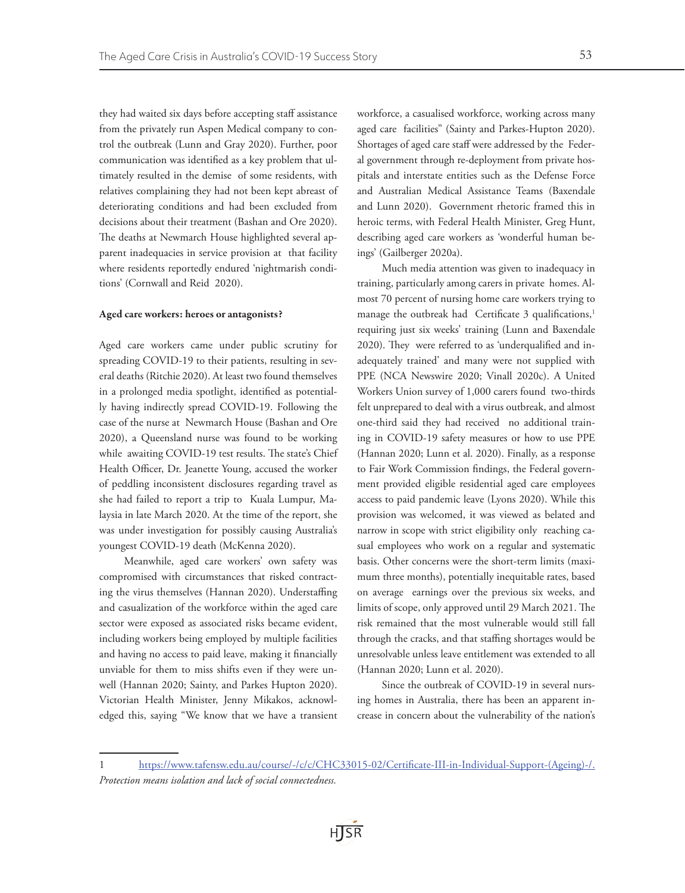they had waited six days before accepting staff assistance from the privately run Aspen Medical company to control the outbreak (Lunn and Gray 2020). Further, poor communication was identified as a key problem that ultimately resulted in the demise of some residents, with relatives complaining they had not been kept abreast of deteriorating conditions and had been excluded from decisions about their treatment (Bashan and Ore 2020). The deaths at Newmarch House highlighted several apparent inadequacies in service provision at that facility where residents reportedly endured 'nightmarish conditions' (Cornwall and Reid 2020).

**Aged care workers: heroes or antagonists?**

Aged care workers came under public scrutiny for spreading COVID-19 to their patients, resulting in several deaths (Ritchie 2020). At least two found themselves in a prolonged media spotlight, identified as potentially having indirectly spread COVID-19. Following the case of the nurse at Newmarch House (Bashan and Ore 2020), a Queensland nurse was found to be working while awaiting COVID-19 test results. The state's Chief Health Officer, Dr. Jeanette Young, accused the worker of peddling inconsistent disclosures regarding travel as she had failed to report a trip to Kuala Lumpur, Malaysia in late March 2020. At the time of the report, she was under investigation for possibly causing Australia's youngest COVID-19 death (McKenna 2020).

Meanwhile, aged care workers' own safety was compromised with circumstances that risked contracting the virus themselves (Hannan 2020). Understaffing and casualization of the workforce within the aged care sector were exposed as associated risks became evident, including workers being employed by multiple facilities and having no access to paid leave, making it financially unviable for them to miss shifts even if they were unwell (Hannan 2020; Sainty, and Parkes Hupton 2020). Victorian Health Minister, Jenny Mikakos, acknowledged this, saying "We know that we have a transient workforce, a casualised workforce, working across many aged care facilities" (Sainty and Parkes-Hupton 2020). Shortages of aged care staff were addressed by the Federal government through re-deployment from private hospitals and interstate entities such as the Defense Force and Australian Medical Assistance Teams (Baxendale and Lunn 2020). Government rhetoric framed this in heroic terms, with Federal Health Minister, Greg Hunt, describing aged care workers as 'wonderful human beings' (Gailberger 2020a).

Much media attention was given to inadequacy in training, particularly among carers in private homes. Almost 70 percent of nursing home care workers trying to manage the outbreak had Certificate 3 qualifications,[1] requiring just six weeks' training (Lunn and Baxendale 2020). They were referred to as 'underqualified and inadequately trained' and many were not supplied with PPE (NCA Newswire 2020; Vinall 2020c). A United Workers Union survey of 1,000 carers found two-thirds felt unprepared to deal with a virus outbreak, and almost one-third said they had received no additional training in COVID-19 safety measures or how to use PPE (Hannan 2020; Lunn et al. 2020). Finally, as a response to Fair Work Commission findings, the Federal government provided eligible residential aged care employees access to paid pandemic leave (Lyons 2020). While this provision was welcomed, it was viewed as belated and narrow in scope with strict eligibility only reaching casual employees who work on a regular and systematic basis. Other concerns were the short-term limits (maximum three months), potentially inequitable rates, based on average earnings over the previous six weeks, and limits of scope, only approved until 29 March 2021. The risk remained that the most vulnerable would still fall through the cracks, and that staffing shortages would be unresolvable unless leave entitlement was extended to all (Hannan 2020; Lunn et al. 2020).

Since the outbreak of COVID-19 in several nursing homes in Australia, there has been an apparent increase in concern about the vulnerability of the nation's

---

1 https://www.tafensw.edu.au/course/-/c/c/CHC33015-02/Certificate-III-in-Individual-Support-(Ageing)-/.

*Protection means isolation and lack of social connectedness.*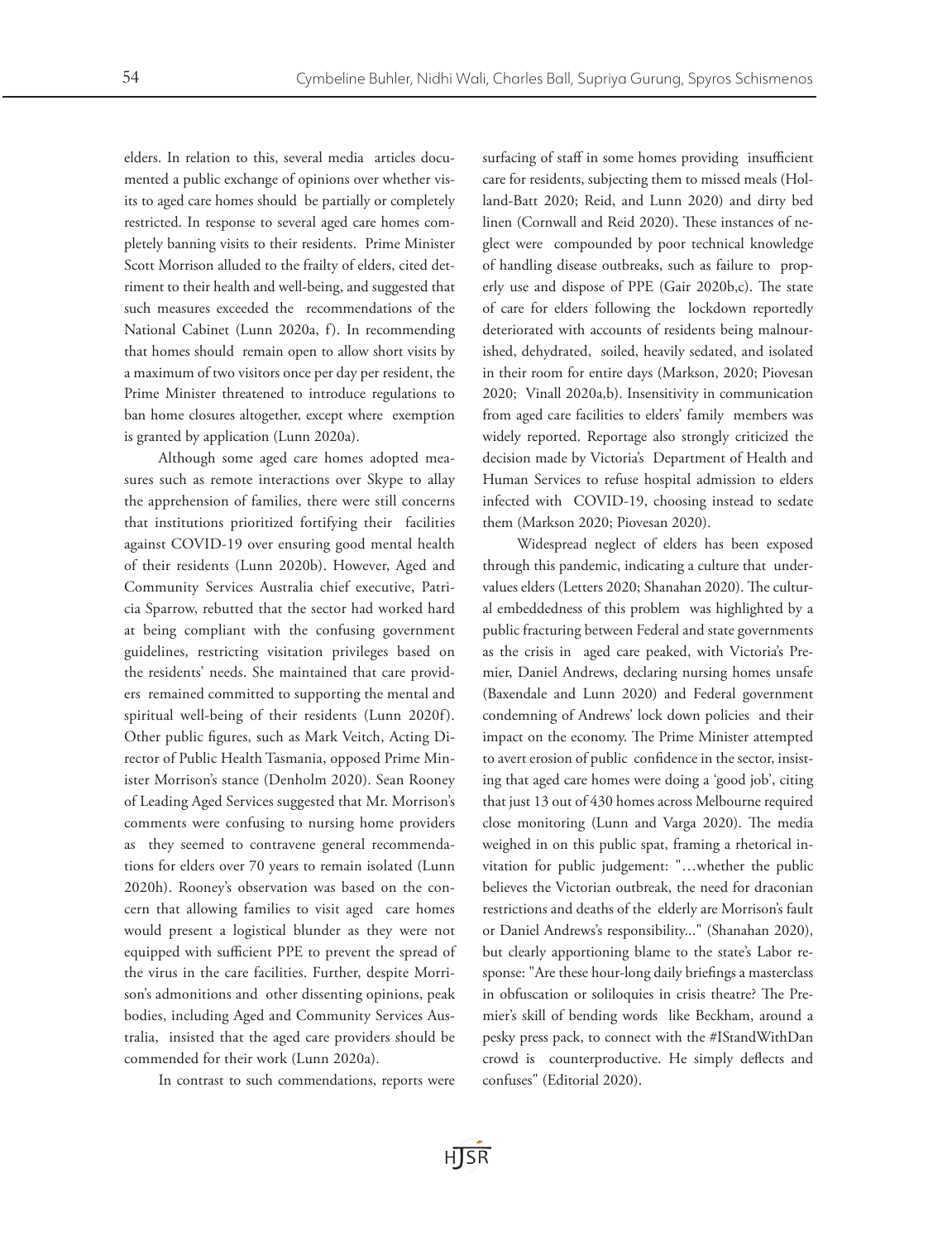elders. In relation to this, several media articles documented a public exchange of opinions over whether visits to aged care homes should be partially or completely restricted. In response to several aged care homes completely banning visits to their residents. Prime Minister Scott Morrison alluded to the frailty of elders, cited detriment to their health and well-being, and suggested that such measures exceeded the recommendations of the National Cabinet (Lunn 2020a, f). In recommending that homes should remain open to allow short visits by a maximum of two visitors once per day per resident, the Prime Minister threatened to introduce regulations to ban home closures altogether, except where exemption is granted by application (Lunn 2020a).

Although some aged care homes adopted measures such as remote interactions over Skype to allay the apprehension of families, there were still concerns that institutions prioritized fortifying their facilities against COVID-19 over ensuring good mental health of their residents (Lunn 2020b). However, Aged and Community Services Australia chief executive, Patricia Sparrow, rebutted that the sector had worked hard at being compliant with the confusing government guidelines, restricting visitation privileges based on the residents' needs. She maintained that care providers remained committed to supporting the mental and spiritual well-being of their residents (Lunn 2020f). Other public figures, such as Mark Veitch, Acting Director of Public Health Tasmania, opposed Prime Minister Morrison's stance (Denholm 2020). Sean Rooney of Leading Aged Services suggested that Mr. Morrison's comments were confusing to nursing home providers as they seemed to contravene general recommendations for elders over 70 years to remain isolated (Lunn 2020h). Rooney's observation was based on the concern that allowing families to visit aged care homes would present a logistical blunder as they were not equipped with sufficient PPE to prevent the spread of the virus in the care facilities. Further, despite Morrison's admonitions and other dissenting opinions, peak bodies, including Aged and Community Services Australia, insisted that the aged care providers should be commended for their work (Lunn 2020a).

In contrast to such commendations, reports were surfacing of staff in some homes providing insufficient care for residents, subjecting them to missed meals (Holland-Batt 2020; Reid, and Lunn 2020) and dirty bed linen (Cornwall and Reid 2020). These instances of neglect were compounded by poor technical knowledge of handling disease outbreaks, such as failure to properly use and dispose of PPE (Gair 2020b,c). The state of care for elders following the lockdown reportedly deteriorated with accounts of residents being malnourished, dehydrated, soiled, heavily sedated, and isolated in their room for entire days (Markson, 2020; Piovesan 2020; Vinall 2020a,b). Insensitivity in communication from aged care facilities to elders' family members was widely reported. Reportage also strongly criticized the decision made by Victoria's Department of Health and Human Services to refuse hospital admission to elders infected with COVID-19, choosing instead to sedate them (Markson 2020; Piovesan 2020).

Widespread neglect of elders has been exposed through this pandemic, indicating a culture that undervalues elders (Letters 2020; Shanahan 2020). The cultural embeddedness of this problem was highlighted by a public fracturing between Federal and state governments as the crisis in aged care peaked, with Victoria's Premier, Daniel Andrews, declaring nursing homes unsafe (Baxendale and Lunn 2020) and Federal government condemning of Andrews' lock down policies and their impact on the economy. The Prime Minister attempted to avert erosion of public confidence in the sector, insisting that aged care homes were doing a 'good job', citing that just 13 out of 430 homes across Melbourne required close monitoring (Lunn and Varga 2020). The media weighed in on this public spat, framing a rhetorical invitation for public judgement: "…whether the public believes the Victorian outbreak, the need for draconian restrictions and deaths of the elderly are Morrison's fault or Daniel Andrews's responsibility..." (Shanahan 2020), but clearly apportioning blame to the state's Labor response: "Are these hour-long daily briefings a masterclass in obfuscation or soliloquies in crisis theatre? The Premier's skill of bending words like Beckham, around a pesky press pack, to connect with the #IStandWithDan crowd is counterproductive. He simply deflects and confuses" (Editorial 2020).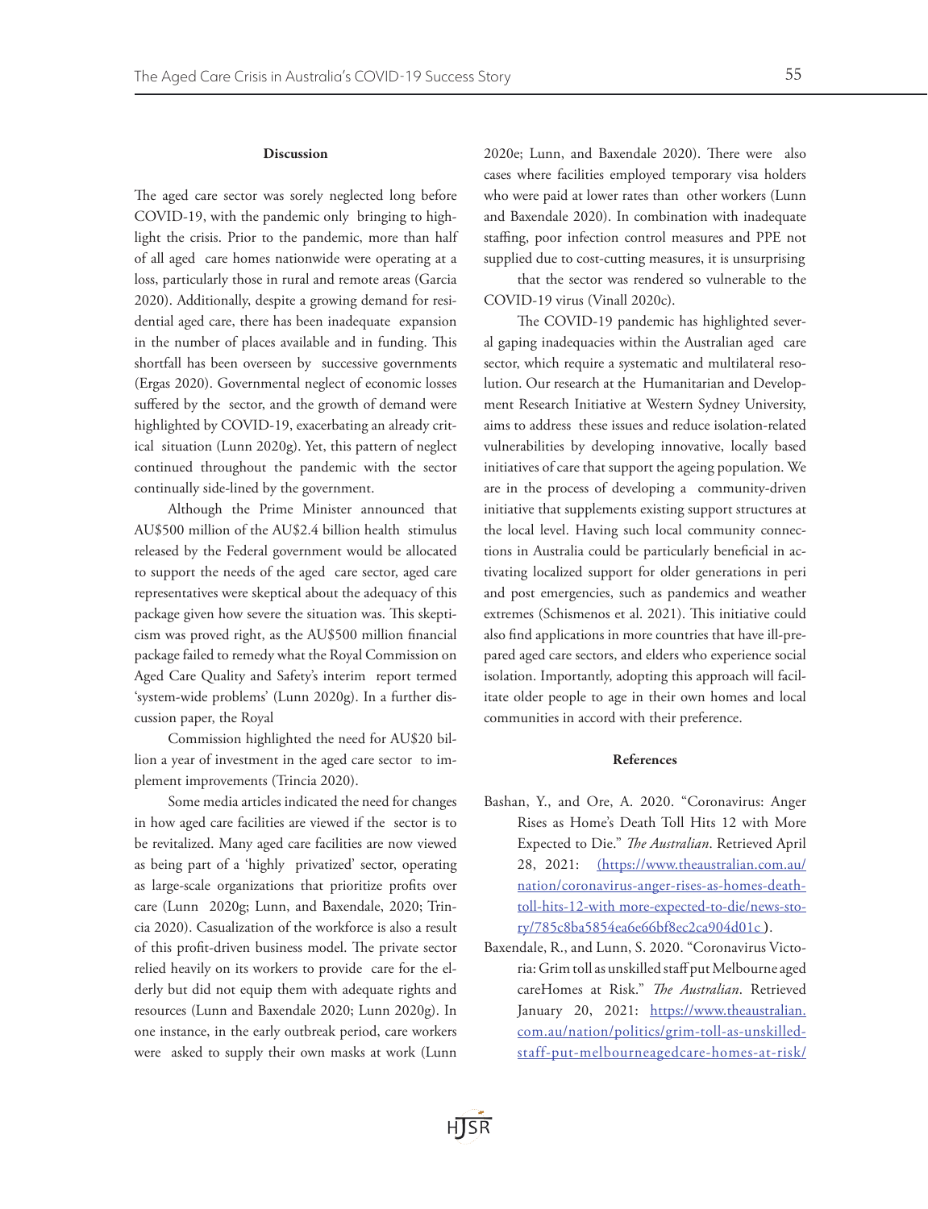### Discussion

The aged care sector was sorely neglected long before COVID-19, with the pandemic only bringing to highlight the crisis. Prior to the pandemic, more than half of all aged care homes nationwide were operating at a loss, particularly those in rural and remote areas (Garcia 2020). Additionally, despite a growing demand for residential aged care, there has been inadequate expansion in the number of places available and in funding. This shortfall has been overseen by successive governments (Ergas 2020). Governmental neglect of economic losses suffered by the sector, and the growth of demand were highlighted by COVID-19, exacerbating an already critical situation (Lunn 2020g). Yet, this pattern of neglect continued throughout the pandemic with the sector continually side-lined by the government.

Although the Prime Minister announced that AU$500 million of the AU$2.4 billion health stimulus released by the Federal government would be allocated to support the needs of the aged care sector, aged care representatives were skeptical about the adequacy of this package given how severe the situation was. This skepticism was proved right, as the AU$500 million financial package failed to remedy what the Royal Commission on Aged Care Quality and Safety's interim report termed 'system-wide problems' (Lunn 2020g). In a further discussion paper, the Royal

Commission highlighted the need for AU$20 billion a year of investment in the aged care sector to implement improvements (Trincia 2020).

Some media articles indicated the need for changes in how aged care facilities are viewed if the sector is to be revitalized. Many aged care facilities are now viewed as being part of a 'highly privatized' sector, operating as large-scale organizations that prioritize profits over care (Lunn 2020g; Lunn, and Baxendale, 2020; Trincia 2020). Casualization of the workforce is also a result of this profit-driven business model. The private sector relied heavily on its workers to provide care for the elderly but did not equip them with adequate rights and resources (Lunn and Baxendale 2020; Lunn 2020g). In one instance, in the early outbreak period, care workers were asked to supply their own masks at work (Lunn 2020e; Lunn, and Baxendale 2020). There were also cases where facilities employed temporary visa holders who were paid at lower rates than other workers (Lunn and Baxendale 2020). In combination with inadequate staffing, poor infection control measures and PPE not supplied due to cost-cutting measures, it is unsurprising

that the sector was rendered so vulnerable to the COVID-19 virus (Vinall 2020c).

The COVID-19 pandemic has highlighted several gaping inadequacies within the Australian aged care sector, which require a systematic and multilateral resolution. Our research at the Humanitarian and Development Research Initiative at Western Sydney University, aims to address these issues and reduce isolation-related vulnerabilities by developing innovative, locally based initiatives of care that support the ageing population. We are in the process of developing a community-driven initiative that supplements existing support structures at the local level. Having such local community connections in Australia could be particularly beneficial in activating localized support for older generations in peri and post emergencies, such as pandemics and weather extremes (Schismenos et al. 2021). This initiative could also find applications in more countries that have ill-prepared aged care sectors, and elders who experience social isolation. Importantly, adopting this approach will facilitate older people to age in their own homes and local communities in accord with their preference.

### References

Bashan, Y., and Ore, A. 2020. "Coronavirus: Anger Rises as Home's Death Toll Hits 12 with More Expected to Die." *The Australian*. Retrieved April 28, 2021: (https://www.theaustralian.com.au/nation/coronavirus-anger-rises-as-homes-death-toll-hits-12-with more-expected-to-die/news-story/785c8ba5854ea6e66bf8ec2ca904d01c ).

Baxendale, R., and Lunn, S. 2020. "Coronavirus Victoria: Grim toll as unskilled staff put Melbourne aged careHomes at Risk." *The Australian*. Retrieved January 20, 2021: https://www.theaustralian.com.au/nation/politics/grim-toll-as-unskilled-staff-put-melbourneagedcare-homes-at-risk/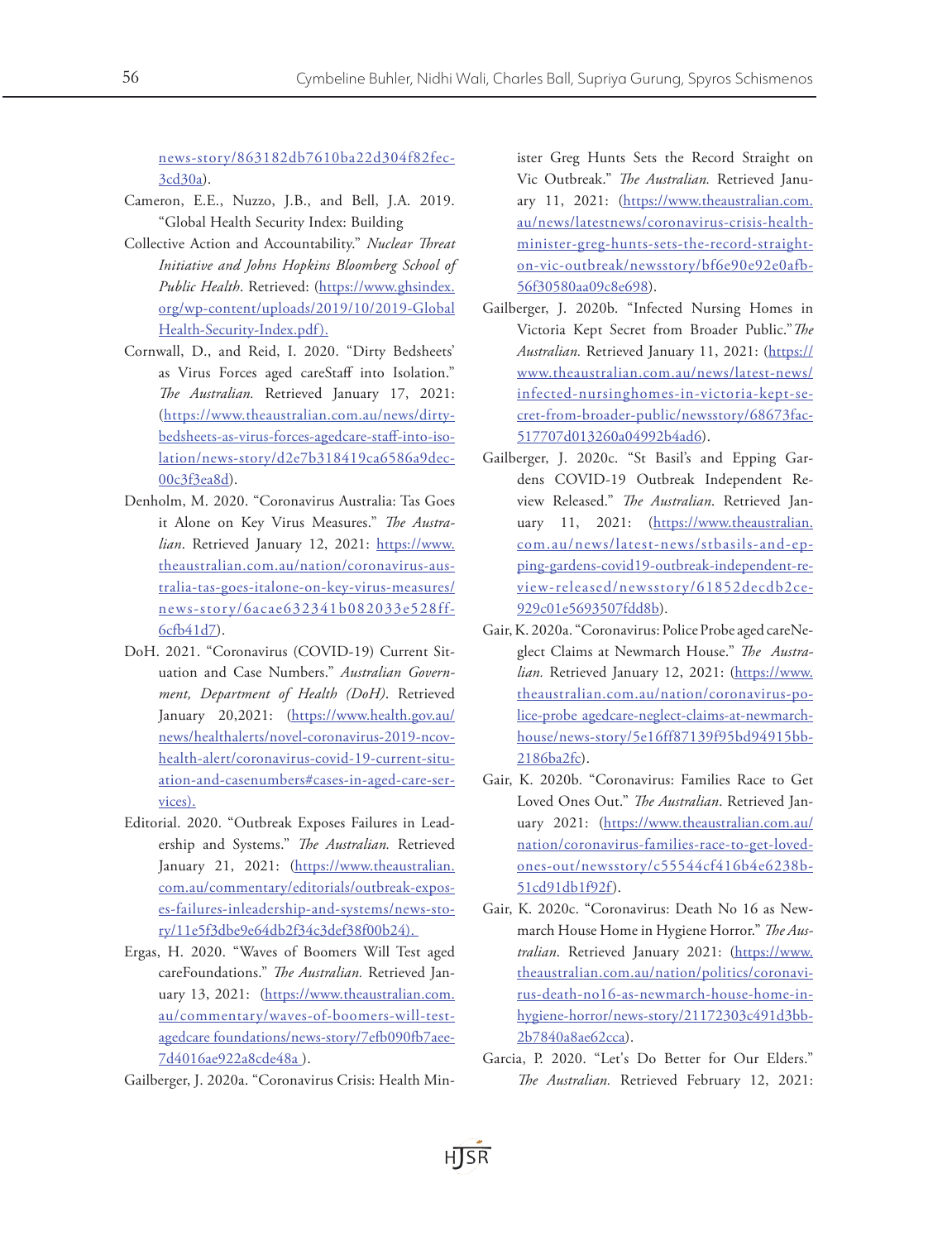news-story/863182db7610ba22d304f82fec-3cd30a).

Cameron, E.E., Nuzzo, J.B., and Bell, J.A. 2019. "Global Health Security Index: Building

Collective Action and Accountability." *Nuclear Threat Initiative and Johns Hopkins Bloomberg School of Public Health*. Retrieved: (https://www.ghsindex.org/wp-content/uploads/2019/10/2019-Global Health-Security-Index.pdf).

Cornwall, D., and Reid, I. 2020. "Dirty Bedsheets' as Virus Forces aged careStaff into Isolation." *The Australian.* Retrieved January 17, 2021: (https://www.theaustralian.com.au/news/dirty-bedsheets-as-virus-forces-agedcare-staff-into-isolation/news-story/d2e7b318419ca6586a9dec-00c3f3ea8d).

Denholm, M. 2020. "Coronavirus Australia: Tas Goes it Alone on Key Virus Measures." *The Australian*. Retrieved January 12, 2021: https://www.theaustralian.com.au/nation/coronavirus-australia-tas-goes-italone-on-key-virus-measures/news-story/6acae632341b082033e528ff-6cfb41d7).

DoH. 2021. "Coronavirus (COVID-19) Current Situation and Case Numbers." *Australian Government, Department of Health (DoH)*. Retrieved January 20,2021: (https://www.health.gov.au/news/healthalerts/novel-coronavirus-2019-ncov-health-alert/coronavirus-covid-19-current-situation-and-casenumbers#cases-in-aged-care-services).

Editorial. 2020. "Outbreak Exposes Failures in Leadership and Systems." *The Australian.* Retrieved January 21, 2021: (https://www.theaustralian.com.au/commentary/editorials/outbreak-exposes-failures-inleadership-and-systems/news-story/11e5f3dbe9e64db2f34c3def38f00b24).

Ergas, H. 2020. "Waves of Boomers Will Test aged careFoundations." *The Australian.* Retrieved January 13, 2021: (https://www.theaustralian.com.au/commentary/waves-of-boomers-will-test-agedcare foundations/news-story/7efb090fb7aee-7d4016ae922a8cde48a ).

Gailberger, J. 2020a. "Coronavirus Crisis: Health Minister Greg Hunts Sets the Record Straight on Vic Outbreak." *The Australian.* Retrieved January 11, 2021: (https://www.theaustralian.com.au/news/latestnews/coronavirus-crisis-health-minister-greg-hunts-sets-the-record-straight-on-vic-outbreak/newsstory/bf6e90e92e0afb-56f30580aa09c8e698).

Gailberger, J. 2020b. "Infected Nursing Homes in Victoria Kept Secret from Broader Public." *The Australian.* Retrieved January 11, 2021: (https://www.theaustralian.com.au/news/latest-news/infected-nursinghomes-in-victoria-kept-secret-from-broader-public/newsstory/68673fac-517707d013260a04992b4ad6).

Gailberger, J. 2020c. "St Basil's and Epping Gardens COVID-19 Outbreak Independent Review Released." *The Australian*. Retrieved January 11, 2021: (https://www.theaustralian.com.au/news/latest-news/stbasils-and-epping-gardens-covid19-outbreak-independent-review-released/newsstory/61852decdb2ce-929c01e5693507fdd8b).

Gair, K. 2020a. "Coronavirus: Police Probe aged careNeglect Claims at Newmarch House." *The Australian.* Retrieved January 12, 2021: (https://www.theaustralian.com.au/nation/coronavirus-police-probe agedcare-neglect-claims-at-newmarch-house/news-story/5e16ff87139f95bd94915bb-2186ba2fc).

Gair, K. 2020b. "Coronavirus: Families Race to Get Loved Ones Out." *The Australian*. Retrieved January 2021: (https://www.theaustralian.com.au/nation/coronavirus-families-race-to-get-loved-ones-out/newsstory/c55544cf416b4e6238b-51cd91db1f92f).

Gair, K. 2020c. "Coronavirus: Death No 16 as Newmarch House Home in Hygiene Horror." *The Australian*. Retrieved January 2021: (https://www.theaustralian.com.au/nation/politics/coronavirus-death-no16-as-newmarch-house-home-in-hygiene-horror/news-story/21172303c491d3bb-2b7840a8ae62cca).

Garcia, P. 2020. "Let's Do Better for Our Elders." *The Australian.* Retrieved February 12, 2021: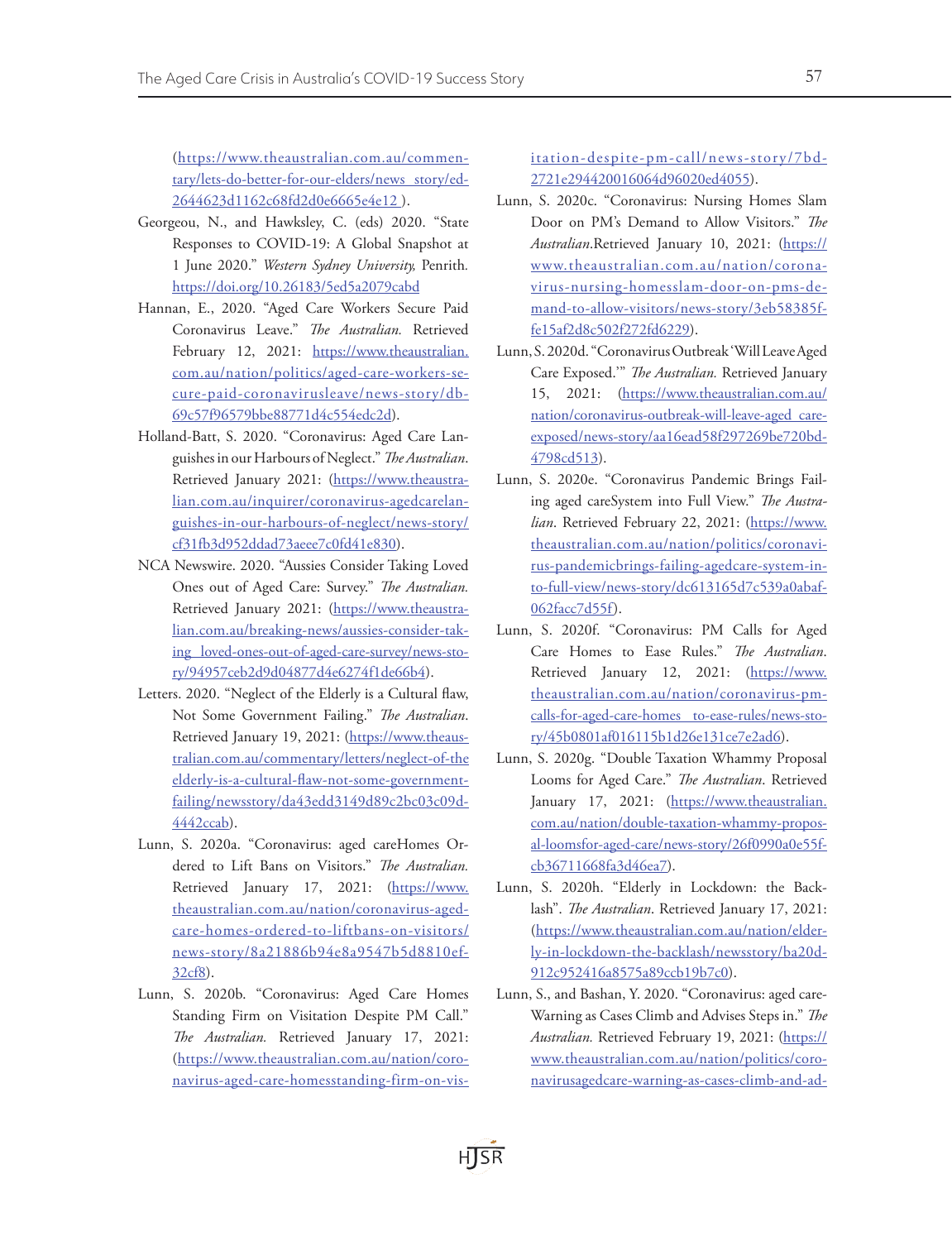(https://www.theaustralian.com.au/commentary/lets-do-better-for-our-elders/news story/ed-2644623d1162c68fd2d0e6665e4e12 ).

Georgeou, N., and Hawksley, C. (eds) 2020. "State Responses to COVID-19: A Global Snapshot at 1 June 2020." *Western Sydney University,* Penrith. https://doi.org/10.26183/5ed5a2079cabd

Hannan, E., 2020. "Aged Care Workers Secure Paid Coronavirus Leave." *The Australian.* Retrieved February 12, 2021: https://www.theaustralian.com.au/nation/politics/aged-care-workers-secure-paid-coronavirusleave/news-story/db-69c57f96579bbe88771d4c554edc2d).

Holland-Batt, S. 2020. "Coronavirus: Aged Care Languishes in our Harbours of Neglect." *The Australian*. Retrieved January 2021: (https://www.theaustralian.com.au/inquirer/coronavirus-agedcarelanguishes-in-our-harbours-of-neglect/news-story/cf31fb3d952ddad73aeee7c0fd41e830).

NCA Newswire. 2020. "Aussies Consider Taking Loved Ones out of Aged Care: Survey." *The Australian.* Retrieved January 2021: (https://www.theaustralian.com.au/breaking-news/aussies-consider-taking loved-ones-out-of-aged-care-survey/news-story/94957ceb2d9d04877d4e6274f1de66b4).

Letters. 2020. "Neglect of the Elderly is a Cultural flaw, Not Some Government Failing." *The Australian*. Retrieved January 19, 2021: (https://www.theaustralian.com.au/commentary/letters/neglect-of-the elderly-is-a-cultural-flaw-not-some-government-failing/newsstory/da43edd3149d89c2bc03c09d-4442ccab).

Lunn, S. 2020a. "Coronavirus: aged careHomes Ordered to Lift Bans on Visitors." *The Australian.* Retrieved January 17, 2021: (https://www.theaustralian.com.au/nation/coronavirus-aged-care-homes-ordered-to-liftbans-on-visitors/news-story/8a21886b94e8a9547b5d8810ef-32cf8).

Lunn, S. 2020b. "Coronavirus: Aged Care Homes Standing Firm on Visitation Despite PM Call." *The Australian.* Retrieved January 17, 2021: (https://www.theaustralian.com.au/nation/coronavirus-aged-care-homesstanding-firm-on-visitation-despite-pm-call/news-story/7bd-2721e294420016064d96020ed4055).

Lunn, S. 2020c. "Coronavirus: Nursing Homes Slam Door on PM's Demand to Allow Visitors." *The Australian*.Retrieved January 10, 2021: (https://www.theaustralian.com.au/nation/coronavirus-nursing-homesslam-door-on-pms-demand-to-allow-visitors/news-story/3eb58385f-fe15af2d8c502f272fd6229).

Lunn, S. 2020d. "Coronavirus Outbreak 'Will Leave Aged Care Exposed.'" *The Australian.* Retrieved January 15, 2021: (https://www.theaustralian.com.au/nation/coronavirus-outbreak-will-leave-aged care-exposed/news-story/aa16ead58f297269be720bd-4798cd513).

Lunn, S. 2020e. "Coronavirus Pandemic Brings Failing aged careSystem into Full View." *The Australian*. Retrieved February 22, 2021: (https://www.theaustralian.com.au/nation/politics/coronavirus-pandemicbrings-failing-agedcare-system-into-full-view/news-story/dc613165d7c539a0abaf-062facc7d55f).

Lunn, S. 2020f. "Coronavirus: PM Calls for Aged Care Homes to Ease Rules." *The Australian*. Retrieved January 12, 2021: (https://www.theaustralian.com.au/nation/coronavirus-pm-calls-for-aged-care-homes to-ease-rules/news-story/45b0801af016115b1d26e131ce7e2ad6).

Lunn, S. 2020g. "Double Taxation Whammy Proposal Looms for Aged Care." *The Australian*. Retrieved January 17, 2021: (https://www.theaustralian.com.au/nation/double-taxation-whammy-proposal-loomsfor-aged-care/news-story/26f0990a0e55f-cb36711668fa3d46ea7).

Lunn, S. 2020h. "Elderly in Lockdown: the Backlash". *The Australian*. Retrieved January 17, 2021: (https://www.theaustralian.com.au/nation/elderly-in-lockdown-the-backlash/newsstory/ba20d-912c952416a8575a89ccb19b7c0).

Lunn, S., and Bashan, Y. 2020. "Coronavirus: aged care-Warning as Cases Climb and Advises Steps in." *The Australian.* Retrieved February 19, 2021: (https://www.theaustralian.com.au/nation/politics/coronavirusagedcare-warning-as-cases-climb-and-ad-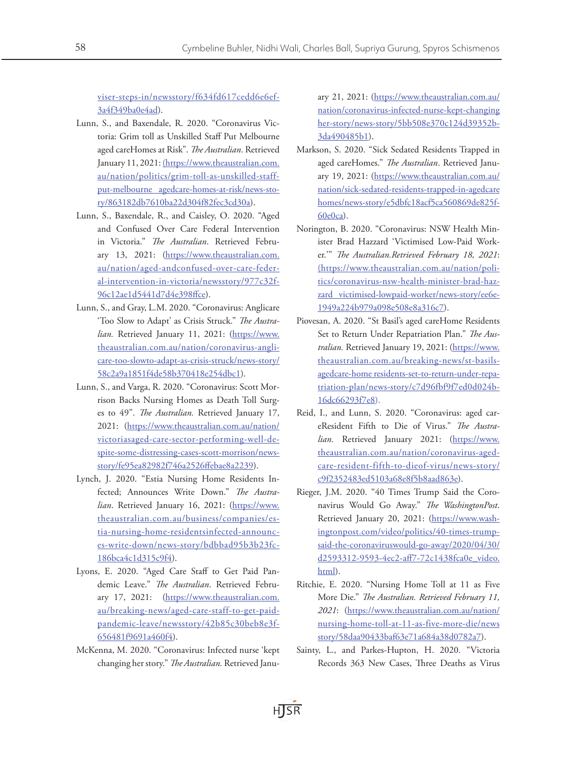viser-steps-in/newsstory/f634fd617cedd6e6ef-3a4f349ba0e4ad).

Lunn, S., and Baxendale, R. 2020. "Coronavirus Victoria: Grim toll as Unskilled Staff Put Melbourne aged careHomes at Risk". *The Australian*. Retrieved January 11, 2021: (https://www.theaustralian.com.au/nation/politics/grim-toll-as-unskilled-staff-put-melbourne agedcare-homes-at-risk/news-story/863182db7610ba22d304f82fec3cd30a).

Lunn, S., Baxendale, R., and Caisley, O. 2020. "Aged and Confused Over Care Federal Intervention in Victoria." *The Australian*. Retrieved February 13, 2021: (https://www.theaustralian.com.au/nation/aged-andconfused-over-care-federal-intervention-in-victoria/newsstory/977c32f96c12ae1d5441d7d4e398ffce).

Lunn, S., and Gray, L.M. 2020. "Coronavirus: Anglicare 'Too Slow to Adapt' as Crisis Struck." *The Australian.* Retrieved January 11, 2021: (https://www.theaustralian.com.au/nation/coronavirus-anglicare-too-slowto-adapt-as-crisis-struck/news-story/58c2a9a1851f4de58b370418e254dbc1).

Lunn, S., and Varga, R. 2020. "Coronavirus: Scott Morrison Backs Nursing Homes as Death Toll Surges to 49". *The Australian.* Retrieved January 17, 2021: (https://www.theaustralian.com.au/nation/victoriasaged-care-sector-performing-well-despite-some-distressing-cases-scott-morrison/news-story/fe95ea82982f746a2526ffebae8a2239).

Lynch, J. 2020. "Estia Nursing Home Residents Infected; Announces Write Down." *The Australian*. Retrieved January 16, 2021: (https://www.theaustralian.com.au/business/companies/estia-nursing-home-residentsinfected-announces-write-down/news-story/bdbbad95b3b23fc186bca4c1d315c9f4).

Lyons, E. 2020. "Aged Care Staff to Get Paid Pandemic Leave." *The Australian*. Retrieved February 17, 2021: (https://www.theaustralian.com.au/breaking-news/aged-care-staff-to-get-paid-pandemic-leave/newsstory/42b85c30beb8e3f656481f9691a460f4).

McKenna, M. 2020. "Coronavirus: Infected nurse 'kept changing her story." *The Australian.* Retrieved January 21, 2021: (https://www.theaustralian.com.au/nation/coronavirus-infected-nurse-kept-changing her-story/news-story/5bb508e370c124d39352b3da490485b1).

Markson, S. 2020. "Sick Sedated Residents Trapped in aged careHomes." *The Australian*. Retrieved January 19, 2021: (https://www.theaustralian.com.au/nation/sick-sedated-residents-trapped-in-agedcare homes/news-story/e5dbfc18acf5ca560869de825f60e0ca).

Norington, B. 2020. "Coronavirus: NSW Health Minister Brad Hazzard 'Victimised Low-Paid Worker.'" *The Australian.Retrieved February 18, 2021*: (https://www.theaustralian.com.au/nation/politics/coronavirus-nsw-health-minister-brad-hazzard victimised-lowpaid-worker/news-story/ee6e1949a224b979a098e508e8a316c7).

Piovesan, A. 2020. "St Basil's aged careHome Residents Set to Return Under Repatriation Plan." *The Australian.* Retrieved January 19, 2021: (https://www.theaustralian.com.au/breaking-news/st-basils-agedcare-home residents-set-to-return-under-repatriation-plan/news-story/c7d96fbf9f7ed0d024b16dc66293f7e8).

Reid, I., and Lunn, S. 2020. "Coronavirus: aged careResident Fifth to Die of Virus." *The Australian.* Retrieved January 2021: (https://www.theaustralian.com.au/nation/coronavirus-aged-care-resident-fifth-to-dieof-virus/news-story/c9f2352483ed5103a68e8f5b8aad863e).

Rieger, J.M. 2020. "40 Times Trump Said the Coronavirus Would Go Away." *The WashingtonPost*. Retrieved January 20, 2021: (https://www.washingtonpost.com/video/politics/40-times-trump-said-the-coronaviruswould-go-away/2020/04/30/d2593312-9593-4ec2-aff7-72c1438fca0e_video.html).

Ritchie, E. 2020. "Nursing Home Toll at 11 as Five More Die." *The Australian. Retrieved February 11, 2021*: (https://www.theaustralian.com.au/nation/nursing-home-toll-at-11-as-five-more-die/news story/58daa90433baf63e71a684a38d0782a7).

Sainty, L., and Parkes-Hupton, H. 2020. "Victoria Records 363 New Cases, Three Deaths as Virus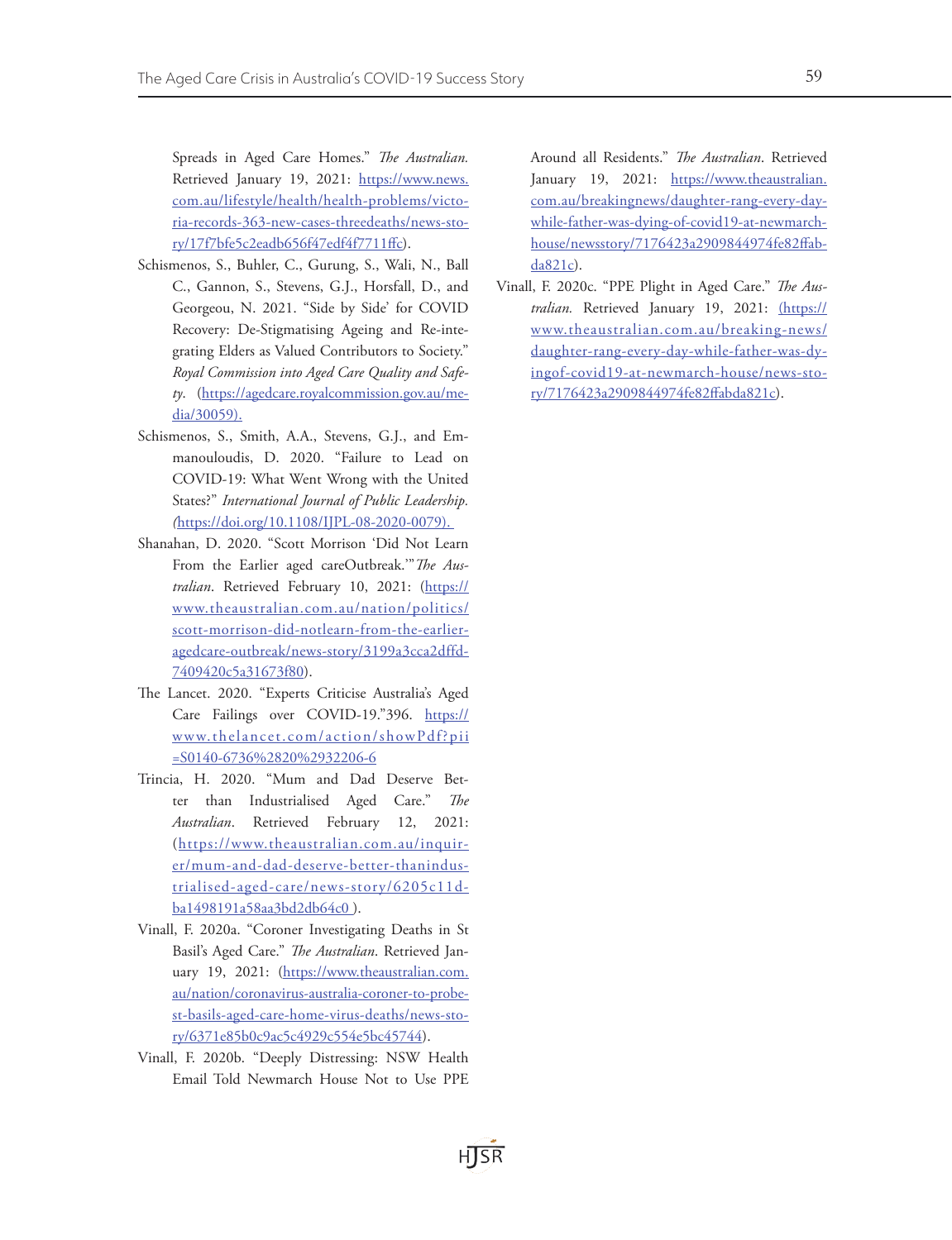Spreads in Aged Care Homes." *The Australian.* Retrieved January 19, 2021: https://www.news.com.au/lifestyle/health/health-problems/victoria-records-363-new-cases-threedeaths/news-story/17f7bfe5c2eadb656f47edf4f7711ffc).

Schismenos, S., Buhler, C., Gurung, S., Wali, N., Ball C., Gannon, S., Stevens, G.J., Horsfall, D., and Georgeou, N. 2021. "Side by Side' for COVID Recovery: De-Stigmatising Ageing and Re-integrating Elders as Valued Contributors to Society." *Royal Commission into Aged Care Quality and Safety*. (https://agedcare.royalcommission.gov.au/media/30059).

Schismenos, S., Smith, A.A., Stevens, G.J., and Emmanouloudis, D. 2020. "Failure to Lead on COVID-19: What Went Wrong with the United States?" *International Journal of Public Leadership.* (https://doi.org/10.1108/IJPL-08-2020-0079).

Shanahan, D. 2020. "Scott Morrison 'Did Not Learn From the Earlier aged careOutbreak.'" *The Australian*. Retrieved February 10, 2021: (https://www.theaustralian.com.au/nation/politics/scott-morrison-did-notlearn-from-the-earlier-agedcare-outbreak/news-story/3199a3cca2dffd7409420c5a31673f80).

The Lancet. 2020. "Experts Criticise Australia's Aged Care Failings over COVID-19."396. https://www.thelancet.com/action/showPdf?pii=S0140-6736%2820%2932206-6

Trincia, H. 2020. "Mum and Dad Deserve Better than Industrialised Aged Care." *The Australian*. Retrieved February 12, 2021: (https://www.theaustralian.com.au/inquirer/mum-and-dad-deserve-better-thanindustrialised-aged-care/news-story/6205c11dba1498191a58aa3bd2db64c0 ).

Vinall, F. 2020a. "Coroner Investigating Deaths in St Basil's Aged Care." *The Australian*. Retrieved January 19, 2021: (https://www.theaustralian.com.au/nation/coronavirus-australia-coroner-to-probe-st-basils-aged-care-home-virus-deaths/news-story/6371e85b0c9ac5c4929c554e5bc45744).

Vinall, F. 2020b. "Deeply Distressing: NSW Health Email Told Newmarch House Not to Use PPE Around all Residents." *The Australian*. Retrieved January 19, 2021: https://www.theaustralian.com.au/breakingnews/daughter-rang-every-day-while-father-was-dying-of-covid19-at-newmarch-house/newsstory/7176423a2909844974fe82ffabda821c).

Vinall, F. 2020c. "PPE Plight in Aged Care." *The Australian.* Retrieved January 19, 2021: (https://www.theaustralian.com.au/breaking-news/daughter-rang-every-day-while-father-was-dyingof-covid19-at-newmarch-house/news-story/7176423a2909844974fe82ffabda821c).